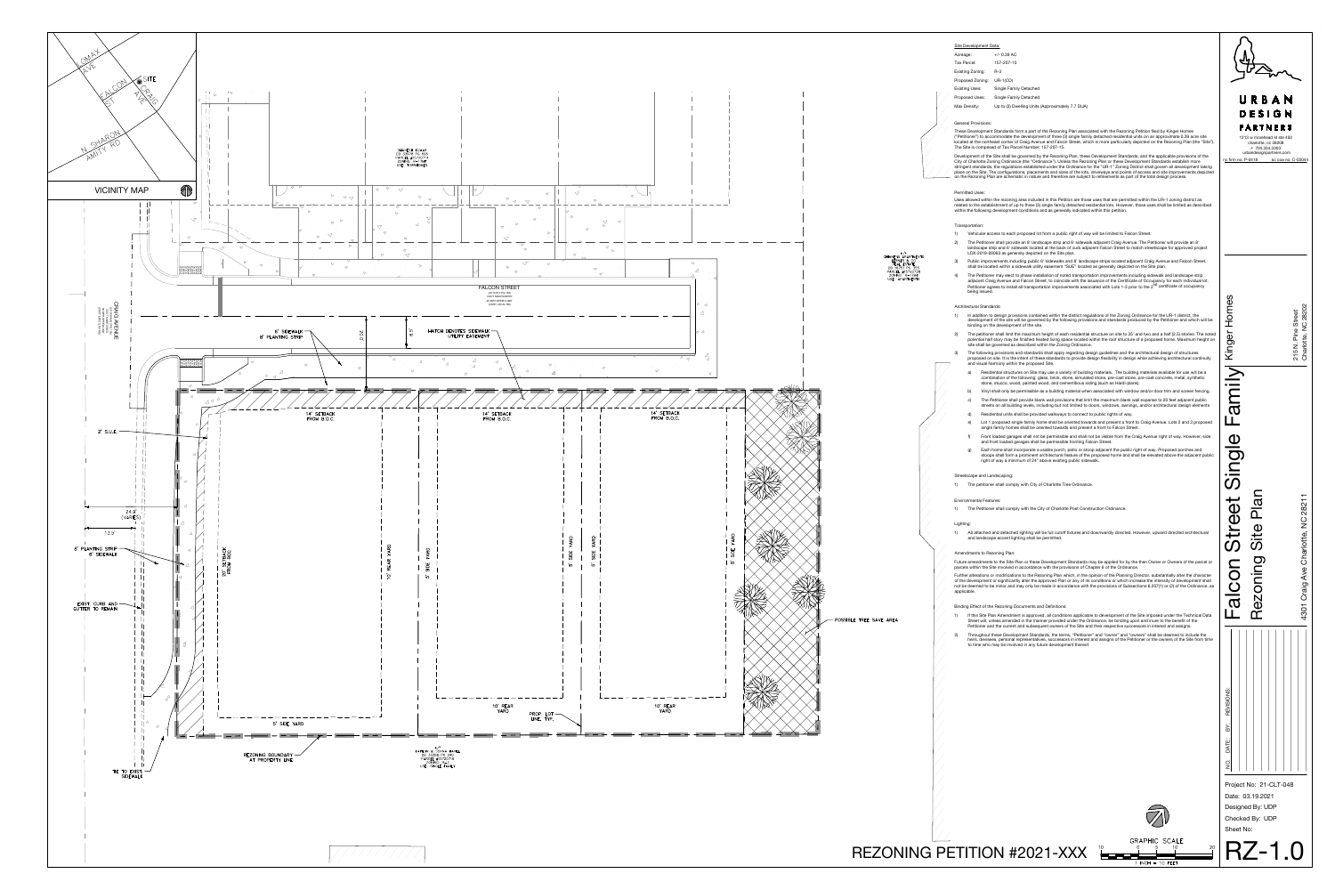## Site Development Data:

| | |
|---|---|
| Acreage: | +/- 0.39 AC |
| Tax Parcel: | 157-057-15 |
| Existing Zoning: | R-3 |
| Proposed Zoning: | UR-1(CD) |
| Existing Uses: | Single Family Detached |
| Proposed Uses: | Single Family Detached |
| Max Density: | Up to (3) Dwelling Units (Approximately 7.7 DUA) |

## General Provisions:

These Development Standards form a part of the Rezoning Plan associated with the Rezoning Petition filed by Kinger Homes ("Petitioner") to accommodate the development of three (3) single family detached residential units on an approximate 0.39 acre site located at the northeast corner of Craig Avenue and Falcon Street, which is more particularly depicted on the Rezoning Plan (the "Site"). The Site is comprised of Tax Parcel Number: 157-057-15.

Development of the Site shall be governed by the Rezoning Plan, these Development Standards, and the applicable provisions of the City of Charlotte Zoning Ordinance (the "Ordinance"). Unless the Rezoning Plan or these Development Standards establish more stringent standards, the regulations established under the Ordinance for the "UR-1" Zoning District shall govern all development taking place on the Site. The configurations, placements and sizes of the lots, driveways and points of access and site improvements depicted on the Rezoning Plan are schematic in nature and therefore are subject to refinements as part of the total design process.

## Permitted Uses:

Uses allowed within the rezoning area included in this Petition are those uses that are permitted within the UR-1 zoning district as related to the establishment of up to three (3) single family detached residential lots. However, those uses shall be limited as described within the following development conditions and as generally indicated within this petition.

## Transportation:

1) Vehicular access to each proposed lot from a public right of way will be limited to Falcon Street.
2) The Petitioner shall provide an 8' landscape strip and 6' sidewalk adjacent Craig Avenue. The Petitioner will provide an 8' landscape strip and 6' sidewalk located at the back of curb adjacent Falcon Street to match streetscape for approved project LDX-2019-00063 as generally depicted on the Site plan.
3) Public improvements including public 6' sidewalks and 8' landscape strips located adjacent Craig Avenue and Falcon Street, shall be located within a sidewalk utility easement "SUE" located as generally depicted on the Site plan.
4) The Petitioner may elect to phase installation of noted transportation improvements including sidewalk and landscape strip adjacent Craig Avenue and Falcon Street, to coincide with the issuance of the Certificate of Occupancy for each individual lot. Petitioner agrees to install all transportation improvements associated with Lots 1-3 prior to the 2nd certificate of occupancy being issued.

## Architectural Standards:

1) In addition to design provisions contained within the district regulations of the Zoning Ordinance for the UR-1 district, the development of the site will be governed by the following provisions and standards produced by the Petitioner and which will be binding on the development of the site.
2) The petitioner shall limit the maximum height of each residential structure on site to 35' and two and a half (2.5) stories. The noted potential half story may be finished heated living space located within the roof structure of a proposed home. Maximum height on site shall be governed as described within the Zoning Ordinance.
3) The following provisions and standards shall apply regarding design guidelines and the architectural design of structures proposed on site. It is the intent of these standards to provide design flexibility in design while achieving architectural continuity and visual harmony within the proposed Site.
   a) Residential structures on Site may use a variety of building materials. The building materials available for use will be a combination of the following: glass, brick, stone, simulated stone, pre-cast stone, pre-cast concrete, metal, synthetic stone, stucco, wood, painted wood, and cementitious siding (such as Hardi-plank).
   b) Vinyl shall only be permissible as a building material when associated with window and/or door trim and soffit/fascia.
   c) The Petitioner shall provide blank wall provisions that limit the maximum blank wall expanse to 20 feet adjacent public streets on all building levels, including but not limited to doors, windows, awnings, and/or architectural design elements.
   d) Residential units shall be provided walkways to connect to public rights of way.
   e) Lot 1 proposed single family home shall be oriented towards and present a front to Craig Avenue. Lots 2 and 3 proposed single family homes shall be oriented towards and present a front to Falcon Street.
   f) Front loaded garages shall not be permissible and shall not be visible from the Craig Avenue right of way. However, side and front loaded garages shall be permissible fronting Falcon Street.
   g) Each home shall incorporate a usable porch, patio or stoop adjacent the public right of way. Proposed porches and stoops shall form a prominent architectural feature of the proposed home and shall be elevated above the adjacent public right of way a minimum of 24" above existing public sidewalk.

## Streetscape and Landscaping:

1) The petitioner shall comply with City of Charlotte Tree Ordinance.

## Environmental Features:

1) The Petitioner shall comply with the City of Charlotte Post Construction Ordinance.

## Lighting:

1) All attached and detached lighting will be full cutoff fixtures and downwardly directed. However, upward directed architectural and landscape accent lighting shall be permitted.

## Amendments to Rezoning Plan

Future amendments to the Site Plan or these Development Standards may be applied for by the then Owner or Owners of the parcel or parcels within the Site involved in accordance with the provisions of Chapter 6 of the Ordinance.

Further alterations or modifications to the Rezoning Plan which, in the opinion of the Planning Director, substantially alter the character of the development or significantly alter the approved Plan or any of its conditions or which increase the intensity of development shall not be deemed to be minor and may only be made in accordance with the provisions of Subsections 6.207(1) or (2) of the Ordinance, as applicable.

## Binding Effect of the Rezoning Documents and Definitions:

1) If this Site Plan Amendment is approved, all conditions applicable to development of the Site imposed under the Technical Data Sheet will, unless amended in the manner provided under the Ordinance, be binding upon and inure to the benefit of the Petitioner and the current and subsequent owners of the Site and their respective successors in interest and assigns.
2) Throughout these Development Standards, the terms, "Petitioner" and "owner" and "owners" shall be deemed to include the heirs, devisees, personal representatives, successors in interest and assigns of the Petitioner or the owners of the Site from time to time who may be involved in any future development thereof.

---

VICINITY MAP

FALCON STREET

CRAIG AVENUE

6' SIDEWALK
8' PLANTING STRIP

HATCH DENOTES SIDEWALK UTILITY EASEMENT

14' SETBACK FROM B.O.C.

2' S.U.E.

24.9' (VARIES)

13.5'

8' PLANTING STRIP
6' SIDEWALK

20' SETBACK FROM ROC

10' REAR YARD

5' SIDE YARD

10' REAR YARD

PROP. LOT LINE, TYP.

EXIST. CURB AND GUTTER TO REMAIN

POSSIBLE TREE SAVE AREA

REZONING BOUNDARY AT PROPERTY LINE

TIE TO EXIST. SIDEWALK

REZONING PETITION #2021-XXX

GRAPHIC SCALE 1 INCH = 10 FEET

---

URBAN DESIGN PARTNERS
1213 w morehead st ste 450
charlotte, nc 28208
p. 704.334.3303
urbandesignpartners.com
nc firm no: P-0418 sc coa no: C-03044

Kinger Homes
215 N. Pine Street
Charlotte, NC 28202

# Falcon Street Single Family
## Rezoning Site Plan

4301 Craig Ave Charlotte, NC 28211

NO. DATE: BY: REVISIONS:

Project No: 21-CLT-048
Date: 03.19.2021
Designed By: UDP
Checked By: UDP
Sheet No:

RZ-1.0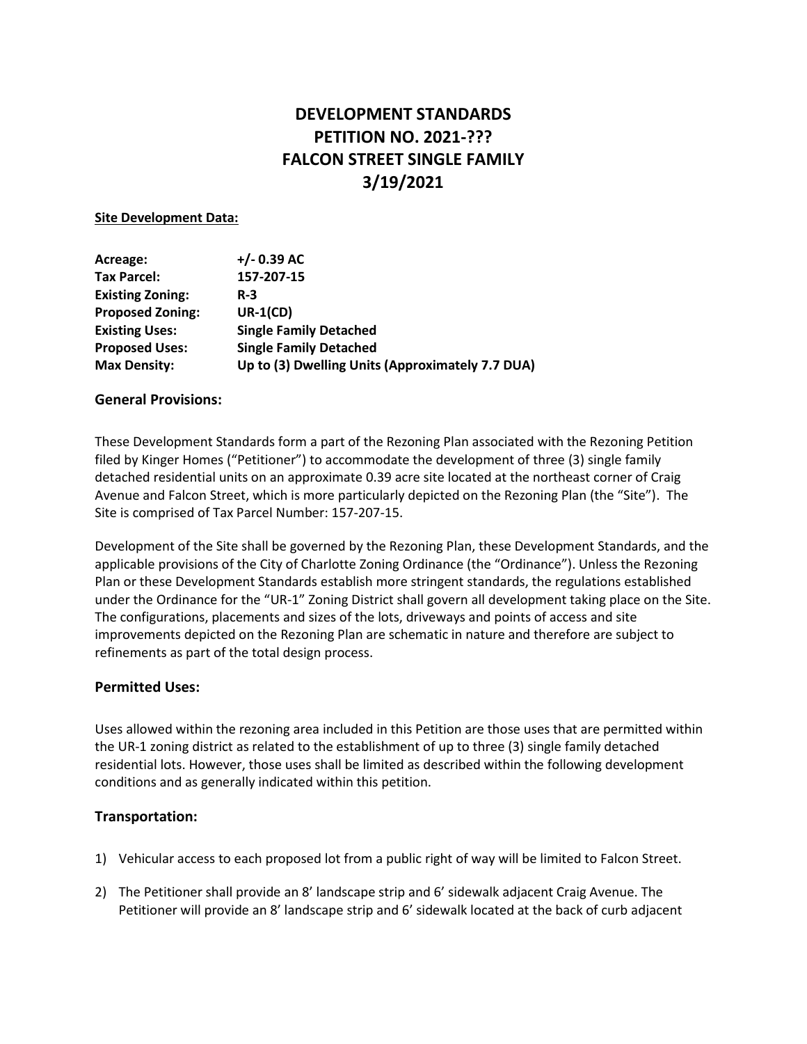# DEVELOPMENT STANDARDS
# PETITION NO. 2021-???
# FALCON STREET SINGLE FAMILY
# 3/19/2021

**Site Development Data:**

| | |
|---|---|
| **Acreage:** | **+/- 0.39 AC** |
| **Tax Parcel:** | **157-207-15** |
| **Existing Zoning:** | **R-3** |
| **Proposed Zoning:** | **UR-1(CD)** |
| **Existing Uses:** | **Single Family Detached** |
| **Proposed Uses:** | **Single Family Detached** |
| **Max Density:** | **Up to (3) Dwelling Units (Approximately 7.7 DUA)** |

## General Provisions:

These Development Standards form a part of the Rezoning Plan associated with the Rezoning Petition filed by Kinger Homes ("Petitioner") to accommodate the development of three (3) single family detached residential units on an approximate 0.39 acre site located at the northeast corner of Craig Avenue and Falcon Street, which is more particularly depicted on the Rezoning Plan (the "Site"). The Site is comprised of Tax Parcel Number: 157-207-15.

Development of the Site shall be governed by the Rezoning Plan, these Development Standards, and the applicable provisions of the City of Charlotte Zoning Ordinance (the "Ordinance"). Unless the Rezoning Plan or these Development Standards establish more stringent standards, the regulations established under the Ordinance for the "UR-1" Zoning District shall govern all development taking place on the Site. The configurations, placements and sizes of the lots, driveways and points of access and site improvements depicted on the Rezoning Plan are schematic in nature and therefore are subject to refinements as part of the total design process.

## Permitted Uses:

Uses allowed within the rezoning area included in this Petition are those uses that are permitted within the UR-1 zoning district as related to the establishment of up to three (3) single family detached residential lots. However, those uses shall be limited as described within the following development conditions and as generally indicated within this petition.

## Transportation:

1) Vehicular access to each proposed lot from a public right of way will be limited to Falcon Street.

2) The Petitioner shall provide an 8' landscape strip and 6' sidewalk adjacent Craig Avenue. The Petitioner will provide an 8' landscape strip and 6' sidewalk located at the back of curb adjacent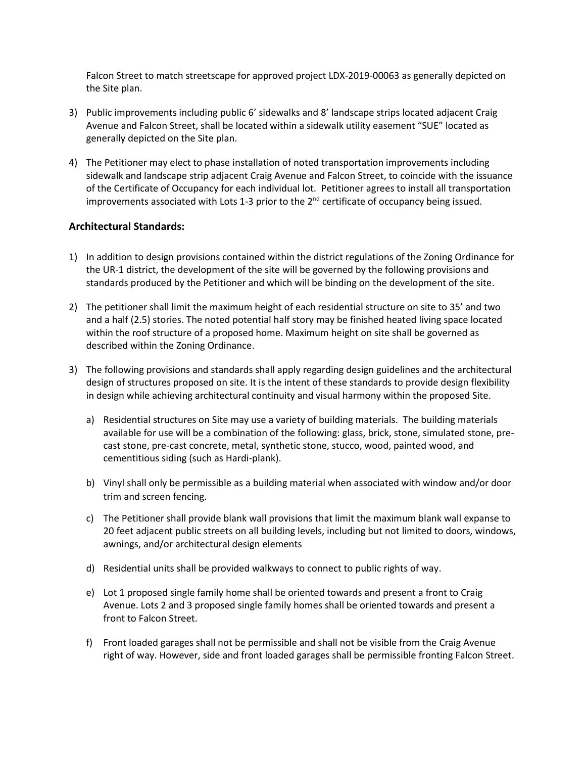Falcon Street to match streetscape for approved project LDX-2019-00063 as generally depicted on the Site plan.

3) Public improvements including public 6' sidewalks and 8' landscape strips located adjacent Craig Avenue and Falcon Street, shall be located within a sidewalk utility easement "SUE" located as generally depicted on the Site plan.

4) The Petitioner may elect to phase installation of noted transportation improvements including sidewalk and landscape strip adjacent Craig Avenue and Falcon Street, to coincide with the issuance of the Certificate of Occupancy for each individual lot. Petitioner agrees to install all transportation improvements associated with Lots 1-3 prior to the 2nd certificate of occupancy being issued.

### Architectural Standards:

1) In addition to design provisions contained within the district regulations of the Zoning Ordinance for the UR-1 district, the development of the site will be governed by the following provisions and standards produced by the Petitioner and which will be binding on the development of the site.

2) The petitioner shall limit the maximum height of each residential structure on site to 35' and two and a half (2.5) stories. The noted potential half story may be finished heated living space located within the roof structure of a proposed home. Maximum height on site shall be governed as described within the Zoning Ordinance.

3) The following provisions and standards shall apply regarding design guidelines and the architectural design of structures proposed on site. It is the intent of these standards to provide design flexibility in design while achieving architectural continuity and visual harmony within the proposed Site.

   a) Residential structures on Site may use a variety of building materials. The building materials available for use will be a combination of the following: glass, brick, stone, simulated stone, pre-cast stone, pre-cast concrete, metal, synthetic stone, stucco, wood, painted wood, and cementitious siding (such as Hardi-plank).

   b) Vinyl shall only be permissible as a building material when associated with window and/or door trim and screen fencing.

   c) The Petitioner shall provide blank wall provisions that limit the maximum blank wall expanse to 20 feet adjacent public streets on all building levels, including but not limited to doors, windows, awnings, and/or architectural design elements

   d) Residential units shall be provided walkways to connect to public rights of way.

   e) Lot 1 proposed single family home shall be oriented towards and present a front to Craig Avenue. Lots 2 and 3 proposed single family homes shall be oriented towards and present a front to Falcon Street.

   f) Front loaded garages shall not be permissible and shall not be visible from the Craig Avenue right of way. However, side and front loaded garages shall be permissible fronting Falcon Street.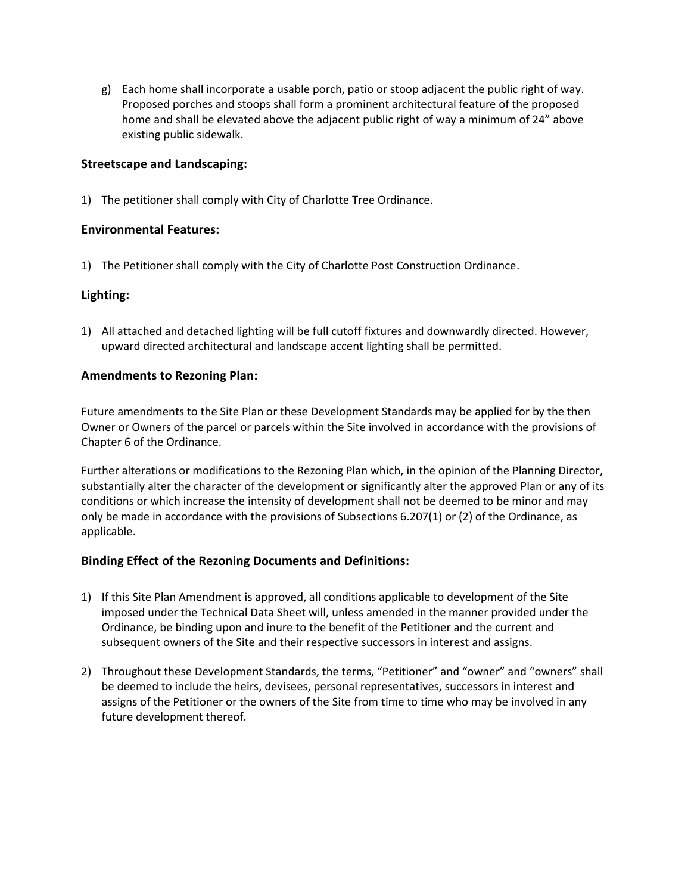g) Each home shall incorporate a usable porch, patio or stoop adjacent the public right of way. Proposed porches and stoops shall form a prominent architectural feature of the proposed home and shall be elevated above the adjacent public right of way a minimum of 24” above existing public sidewalk.

### Streetscape and Landscaping:

1) The petitioner shall comply with City of Charlotte Tree Ordinance.

### Environmental Features:

1) The Petitioner shall comply with the City of Charlotte Post Construction Ordinance.

### Lighting:

1) All attached and detached lighting will be full cutoff fixtures and downwardly directed. However, upward directed architectural and landscape accent lighting shall be permitted.

### Amendments to Rezoning Plan:

Future amendments to the Site Plan or these Development Standards may be applied for by the then Owner or Owners of the parcel or parcels within the Site involved in accordance with the provisions of Chapter 6 of the Ordinance.

Further alterations or modifications to the Rezoning Plan which, in the opinion of the Planning Director, substantially alter the character of the development or significantly alter the approved Plan or any of its conditions or which increase the intensity of development shall not be deemed to be minor and may only be made in accordance with the provisions of Subsections 6.207(1) or (2) of the Ordinance, as applicable.

### Binding Effect of the Rezoning Documents and Definitions:

1) If this Site Plan Amendment is approved, all conditions applicable to development of the Site imposed under the Technical Data Sheet will, unless amended in the manner provided under the Ordinance, be binding upon and inure to the benefit of the Petitioner and the current and subsequent owners of the Site and their respective successors in interest and assigns.

2) Throughout these Development Standards, the terms, “Petitioner” and “owner” and “owners” shall be deemed to include the heirs, devisees, personal representatives, successors in interest and assigns of the Petitioner or the owners of the Site from time to time who may be involved in any future development thereof.